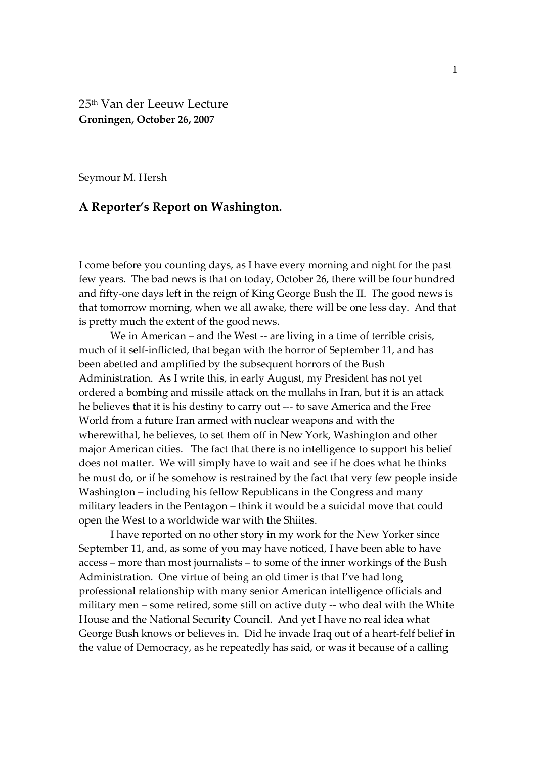25th Van der Leeuw Lecture
**Groningen, October 26, 2007**

---

Seymour M. Hersh

## A Reporter's Report on Washington.

I come before you counting days, as I have every morning and night for the past few years. The bad news is that on today, October 26, there will be four hundred and fifty-one days left in the reign of King George Bush the II. The good news is that tomorrow morning, when we all awake, there will be one less day. And that is pretty much the extent of the good news.

We in American – and the West -- are living in a time of terrible crisis, much of it self-inflicted, that began with the horror of September 11, and has been abetted and amplified by the subsequent horrors of the Bush Administration. As I write this, in early August, my President has not yet ordered a bombing and missile attack on the mullahs in Iran, but it is an attack he believes that it is his destiny to carry out --- to save America and the Free World from a future Iran armed with nuclear weapons and with the wherewithal, he believes, to set them off in New York, Washington and other major American cities. The fact that there is no intelligence to support his belief does not matter. We will simply have to wait and see if he does what he thinks he must do, or if he somehow is restrained by the fact that very few people inside Washington – including his fellow Republicans in the Congress and many military leaders in the Pentagon – think it would be a suicidal move that could open the West to a worldwide war with the Shiites.

I have reported on no other story in my work for the New Yorker since September 11, and, as some of you may have noticed, I have been able to have access – more than most journalists – to some of the inner workings of the Bush Administration. One virtue of being an old timer is that I've had long professional relationship with many senior American intelligence officials and military men – some retired, some still on active duty -- who deal with the White House and the National Security Council. And yet I have no real idea what George Bush knows or believes in. Did he invade Iraq out of a heart-felt belief in the value of Democracy, as he repeatedly has said, or was it because of a calling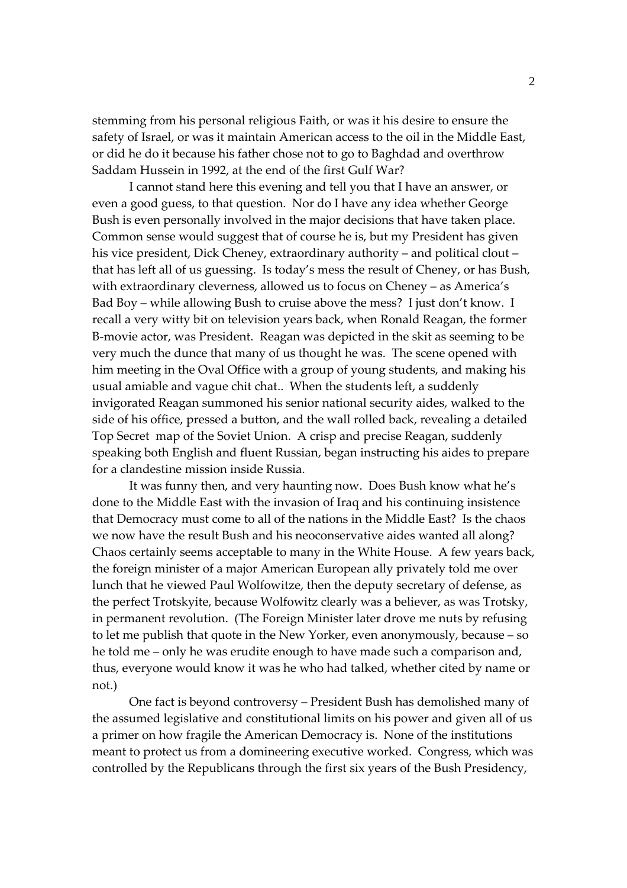stemming from his personal religious Faith, or was it his desire to ensure the safety of Israel, or was it maintain American access to the oil in the Middle East, or did he do it because his father chose not to go to Baghdad and overthrow Saddam Hussein in 1992, at the end of the first Gulf War?

I cannot stand here this evening and tell you that I have an answer, or even a good guess, to that question. Nor do I have any idea whether George Bush is even personally involved in the major decisions that have taken place. Common sense would suggest that of course he is, but my President has given his vice president, Dick Cheney, extraordinary authority – and political clout – that has left all of us guessing. Is today's mess the result of Cheney, or has Bush, with extraordinary cleverness, allowed us to focus on Cheney – as America's Bad Boy – while allowing Bush to cruise above the mess? I just don't know. I recall a very witty bit on television years back, when Ronald Reagan, the former B-movie actor, was President. Reagan was depicted in the skit as seeming to be very much the dunce that many of us thought he was. The scene opened with him meeting in the Oval Office with a group of young students, and making his usual amiable and vague chit chat.. When the students left, a suddenly invigorated Reagan summoned his senior national security aides, walked to the side of his office, pressed a button, and the wall rolled back, revealing a detailed Top Secret map of the Soviet Union. A crisp and precise Reagan, suddenly speaking both English and fluent Russian, began instructing his aides to prepare for a clandestine mission inside Russia.

It was funny then, and very haunting now. Does Bush know what he's done to the Middle East with the invasion of Iraq and his continuing insistence that Democracy must come to all of the nations in the Middle East? Is the chaos we now have the result Bush and his neoconservative aides wanted all along? Chaos certainly seems acceptable to many in the White House. A few years back, the foreign minister of a major American European ally privately told me over lunch that he viewed Paul Wolfowitze, then the deputy secretary of defense, as the perfect Trotskyite, because Wolfowitz clearly was a believer, as was Trotsky, in permanent revolution. (The Foreign Minister later drove me nuts by refusing to let me publish that quote in the New Yorker, even anonymously, because – so he told me – only he was erudite enough to have made such a comparison and, thus, everyone would know it was he who had talked, whether cited by name or not.)

One fact is beyond controversy – President Bush has demolished many of the assumed legislative and constitutional limits on his power and given all of us a primer on how fragile the American Democracy is. None of the institutions meant to protect us from a domineering executive worked. Congress, which was controlled by the Republicans through the first six years of the Bush Presidency,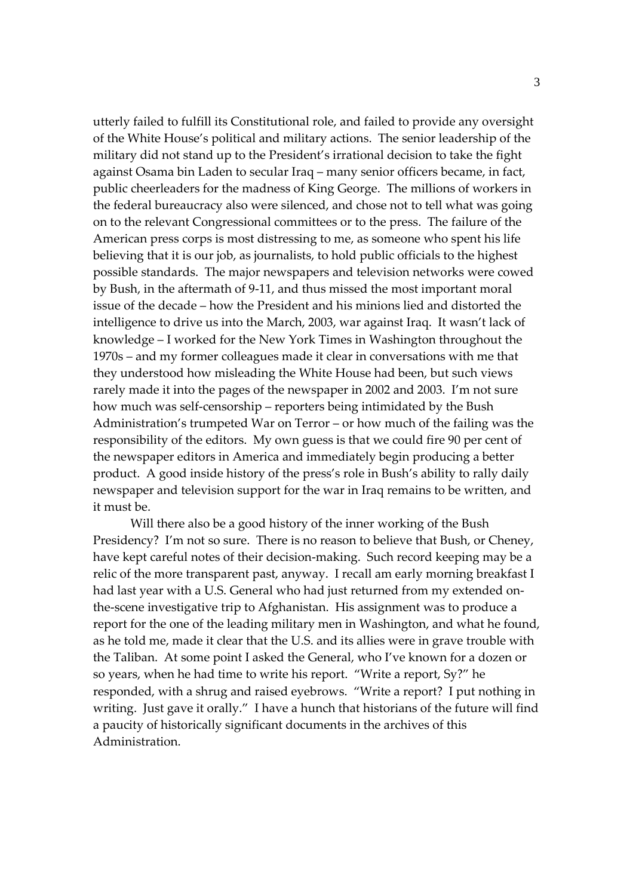utterly failed to fulfill its Constitutional role, and failed to provide any oversight of the White House's political and military actions. The senior leadership of the military did not stand up to the President's irrational decision to take the fight against Osama bin Laden to secular Iraq – many senior officers became, in fact, public cheerleaders for the madness of King George. The millions of workers in the federal bureaucracy also were silenced, and chose not to tell what was going on to the relevant Congressional committees or to the press. The failure of the American press corps is most distressing to me, as someone who spent his life believing that it is our job, as journalists, to hold public officials to the highest possible standards. The major newspapers and television networks were cowed by Bush, in the aftermath of 9-11, and thus missed the most important moral issue of the decade – how the President and his minions lied and distorted the intelligence to drive us into the March, 2003, war against Iraq. It wasn't lack of knowledge – I worked for the New York Times in Washington throughout the 1970s – and my former colleagues made it clear in conversations with me that they understood how misleading the White House had been, but such views rarely made it into the pages of the newspaper in 2002 and 2003. I'm not sure how much was self-censorship – reporters being intimidated by the Bush Administration's trumpeted War on Terror – or how much of the failing was the responsibility of the editors. My own guess is that we could fire 90 per cent of the newspaper editors in America and immediately begin producing a better product. A good inside history of the press's role in Bush's ability to rally daily newspaper and television support for the war in Iraq remains to be written, and it must be.

Will there also be a good history of the inner working of the Bush Presidency? I'm not so sure. There is no reason to believe that Bush, or Cheney, have kept careful notes of their decision-making. Such record keeping may be a relic of the more transparent past, anyway. I recall am early morning breakfast I had last year with a U.S. General who had just returned from my extended on-the-scene investigative trip to Afghanistan. His assignment was to produce a report for the one of the leading military men in Washington, and what he found, as he told me, made it clear that the U.S. and its allies were in grave trouble with the Taliban. At some point I asked the General, who I've known for a dozen or so years, when he had time to write his report. "Write a report, Sy?" he responded, with a shrug and raised eyebrows. "Write a report? I put nothing in writing. Just gave it orally." I have a hunch that historians of the future will find a paucity of historically significant documents in the archives of this Administration.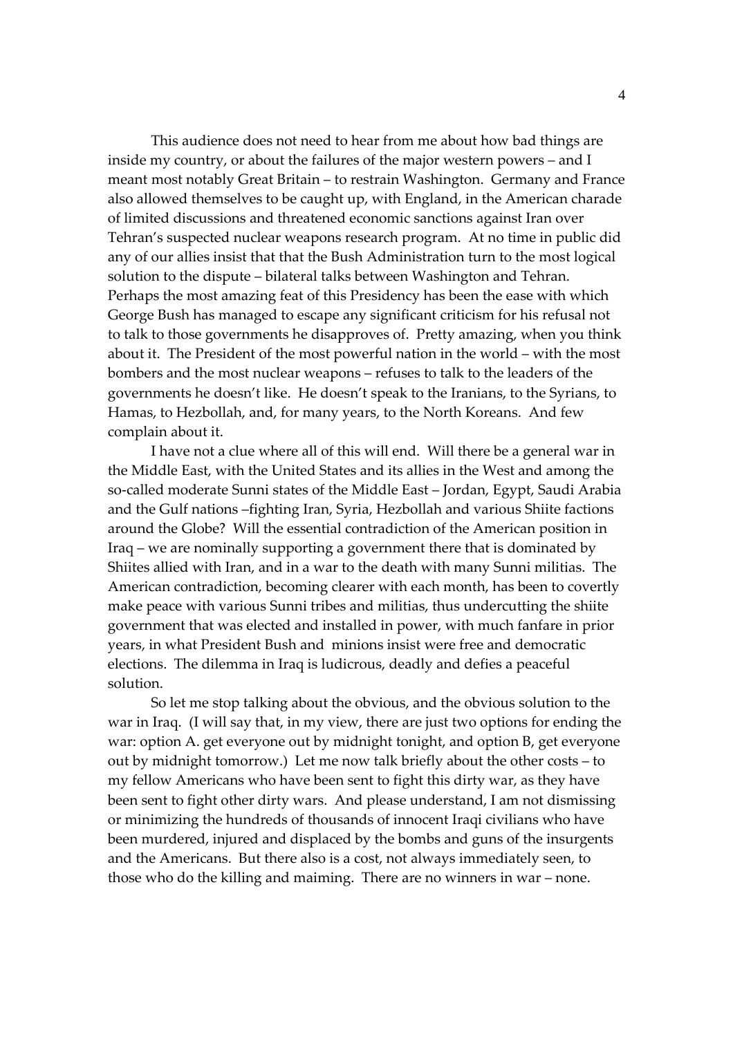This audience does not need to hear from me about how bad things are inside my country, or about the failures of the major western powers – and I meant most notably Great Britain – to restrain Washington. Germany and France also allowed themselves to be caught up, with England, in the American charade of limited discussions and threatened economic sanctions against Iran over Tehran's suspected nuclear weapons research program. At no time in public did any of our allies insist that that the Bush Administration turn to the most logical solution to the dispute – bilateral talks between Washington and Tehran. Perhaps the most amazing feat of this Presidency has been the ease with which George Bush has managed to escape any significant criticism for his refusal not to talk to those governments he disapproves of. Pretty amazing, when you think about it. The President of the most powerful nation in the world – with the most bombers and the most nuclear weapons – refuses to talk to the leaders of the governments he doesn't like. He doesn't speak to the Iranians, to the Syrians, to Hamas, to Hezbollah, and, for many years, to the North Koreans. And few complain about it.

I have not a clue where all of this will end. Will there be a general war in the Middle East, with the United States and its allies in the West and among the so-called moderate Sunni states of the Middle East – Jordan, Egypt, Saudi Arabia and the Gulf nations –fighting Iran, Syria, Hezbollah and various Shiite factions around the Globe? Will the essential contradiction of the American position in Iraq – we are nominally supporting a government there that is dominated by Shiites allied with Iran, and in a war to the death with many Sunni militias. The American contradiction, becoming clearer with each month, has been to covertly make peace with various Sunni tribes and militias, thus undercutting the shiite government that was elected and installed in power, with much fanfare in prior years, in what President Bush and minions insist were free and democratic elections. The dilemma in Iraq is ludicrous, deadly and defies a peaceful solution.

So let me stop talking about the obvious, and the obvious solution to the war in Iraq. (I will say that, in my view, there are just two options for ending the war: option A. get everyone out by midnight tonight, and option B, get everyone out by midnight tomorrow.) Let me now talk briefly about the other costs – to my fellow Americans who have been sent to fight this dirty war, as they have been sent to fight other dirty wars. And please understand, I am not dismissing or minimizing the hundreds of thousands of innocent Iraqi civilians who have been murdered, injured and displaced by the bombs and guns of the insurgents and the Americans. But there also is a cost, not always immediately seen, to those who do the killing and maiming. There are no winners in war – none.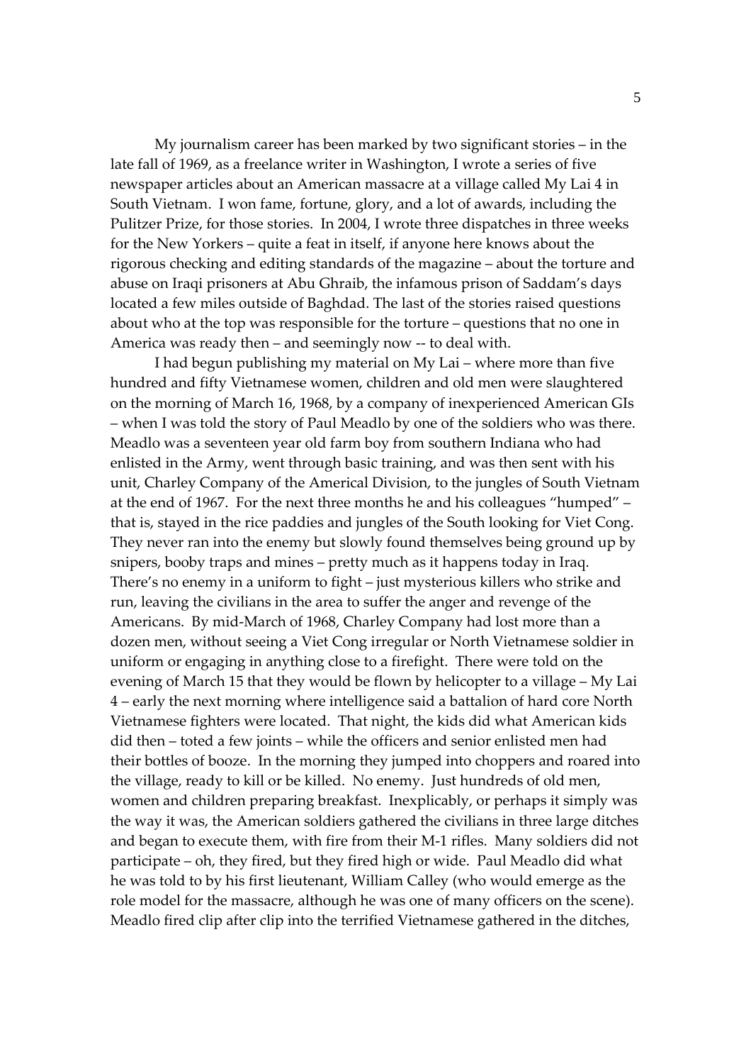My journalism career has been marked by two significant stories – in the late fall of 1969, as a freelance writer in Washington, I wrote a series of five newspaper articles about an American massacre at a village called My Lai 4 in South Vietnam. I won fame, fortune, glory, and a lot of awards, including the Pulitzer Prize, for those stories. In 2004, I wrote three dispatches in three weeks for the New Yorkers – quite a feat in itself, if anyone here knows about the rigorous checking and editing standards of the magazine – about the torture and abuse on Iraqi prisoners at Abu Ghraib, the infamous prison of Saddam's days located a few miles outside of Baghdad. The last of the stories raised questions about who at the top was responsible for the torture – questions that no one in America was ready then – and seemingly now -- to deal with.

I had begun publishing my material on My Lai – where more than five hundred and fifty Vietnamese women, children and old men were slaughtered on the morning of March 16, 1968, by a company of inexperienced American GIs – when I was told the story of Paul Meadlo by one of the soldiers who was there. Meadlo was a seventeen year old farm boy from southern Indiana who had enlisted in the Army, went through basic training, and was then sent with his unit, Charley Company of the Americal Division, to the jungles of South Vietnam at the end of 1967. For the next three months he and his colleagues "humped" – that is, stayed in the rice paddies and jungles of the South looking for Viet Cong. They never ran into the enemy but slowly found themselves being ground up by snipers, booby traps and mines – pretty much as it happens today in Iraq. There's no enemy in a uniform to fight – just mysterious killers who strike and run, leaving the civilians in the area to suffer the anger and revenge of the Americans. By mid-March of 1968, Charley Company had lost more than a dozen men, without seeing a Viet Cong irregular or North Vietnamese soldier in uniform or engaging in anything close to a firefight. There were told on the evening of March 15 that they would be flown by helicopter to a village – My Lai 4 – early the next morning where intelligence said a battalion of hard core North Vietnamese fighters were located. That night, the kids did what American kids did then – toted a few joints – while the officers and senior enlisted men had their bottles of booze. In the morning they jumped into choppers and roared into the village, ready to kill or be killed. No enemy. Just hundreds of old men, women and children preparing breakfast. Inexplicably, or perhaps it simply was the way it was, the American soldiers gathered the civilians in three large ditches and began to execute them, with fire from their M-1 rifles. Many soldiers did not participate – oh, they fired, but they fired high or wide. Paul Meadlo did what he was told to by his first lieutenant, William Calley (who would emerge as the role model for the massacre, although he was one of many officers on the scene). Meadlo fired clip after clip into the terrified Vietnamese gathered in the ditches,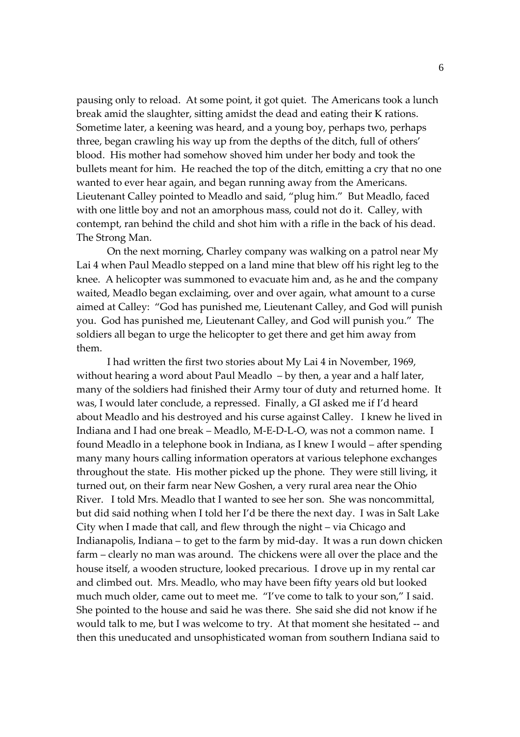pausing only to reload. At some point, it got quiet. The Americans took a lunch break amid the slaughter, sitting amidst the dead and eating their K rations. Sometime later, a keening was heard, and a young boy, perhaps two, perhaps three, began crawling his way up from the depths of the ditch, full of others' blood. His mother had somehow shoved him under her body and took the bullets meant for him. He reached the top of the ditch, emitting a cry that no one wanted to ever hear again, and began running away from the Americans. Lieutenant Calley pointed to Meadlo and said, "plug him." But Meadlo, faced with one little boy and not an amorphous mass, could not do it. Calley, with contempt, ran behind the child and shot him with a rifle in the back of his dead. The Strong Man.

On the next morning, Charley company was walking on a patrol near My Lai 4 when Paul Meadlo stepped on a land mine that blew off his right leg to the knee. A helicopter was summoned to evacuate him and, as he and the company waited, Meadlo began exclaiming, over and over again, what amount to a curse aimed at Calley: "God has punished me, Lieutenant Calley, and God will punish you. God has punished me, Lieutenant Calley, and God will punish you." The soldiers all began to urge the helicopter to get there and get him away from them.

I had written the first two stories about My Lai 4 in November, 1969, without hearing a word about Paul Meadlo – by then, a year and a half later, many of the soldiers had finished their Army tour of duty and returned home. It was, I would later conclude, a repressed. Finally, a GI asked me if I'd heard about Meadlo and his destroyed and his curse against Calley. I knew he lived in Indiana and I had one break – Meadlo, M-E-D-L-O, was not a common name. I found Meadlo in a telephone book in Indiana, as I knew I would – after spending many many hours calling information operators at various telephone exchanges throughout the state. His mother picked up the phone. They were still living, it turned out, on their farm near New Goshen, a very rural area near the Ohio River. I told Mrs. Meadlo that I wanted to see her son. She was noncommittal, but did said nothing when I told her I'd be there the next day. I was in Salt Lake City when I made that call, and flew through the night – via Chicago and Indianapolis, Indiana – to get to the farm by mid-day. It was a run down chicken farm – clearly no man was around. The chickens were all over the place and the house itself, a wooden structure, looked precarious. I drove up in my rental car and climbed out. Mrs. Meadlo, who may have been fifty years old but looked much much older, came out to meet me. "I've come to talk to your son," I said. She pointed to the house and said he was there. She said she did not know if he would talk to me, but I was welcome to try. At that moment she hesitated -- and then this uneducated and unsophisticated woman from southern Indiana said to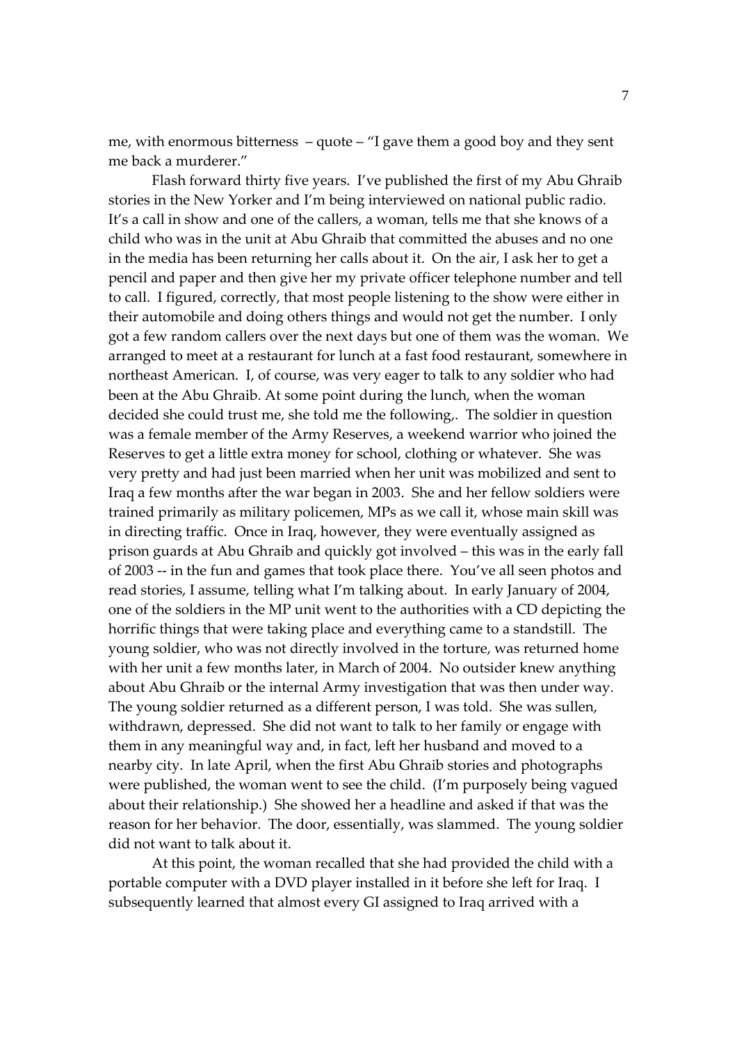me, with enormous bitterness – quote – "I gave them a good boy and they sent me back a murderer."

Flash forward thirty five years. I've published the first of my Abu Ghraib stories in the New Yorker and I'm being interviewed on national public radio. It's a call in show and one of the callers, a woman, tells me that she knows of a child who was in the unit at Abu Ghraib that committed the abuses and no one in the media has been returning her calls about it. On the air, I ask her to get a pencil and paper and then give her my private officer telephone number and tell to call. I figured, correctly, that most people listening to the show were either in their automobile and doing others things and would not get the number. I only got a few random callers over the next days but one of them was the woman. We arranged to meet at a restaurant for lunch at a fast food restaurant, somewhere in northeast American. I, of course, was very eager to talk to any soldier who had been at the Abu Ghraib. At some point during the lunch, when the woman decided she could trust me, she told me the following,. The soldier in question was a female member of the Army Reserves, a weekend warrior who joined the Reserves to get a little extra money for school, clothing or whatever. She was very pretty and had just been married when her unit was mobilized and sent to Iraq a few months after the war began in 2003. She and her fellow soldiers were trained primarily as military policemen, MPs as we call it, whose main skill was in directing traffic. Once in Iraq, however, they were eventually assigned as prison guards at Abu Ghraib and quickly got involved – this was in the early fall of 2003 -- in the fun and games that took place there. You've all seen photos and read stories, I assume, telling what I'm talking about. In early January of 2004, one of the soldiers in the MP unit went to the authorities with a CD depicting the horrific things that were taking place and everything came to a standstill. The young soldier, who was not directly involved in the torture, was returned home with her unit a few months later, in March of 2004. No outsider knew anything about Abu Ghraib or the internal Army investigation that was then under way. The young soldier returned as a different person, I was told. She was sullen, withdrawn, depressed. She did not want to talk to her family or engage with them in any meaningful way and, in fact, left her husband and moved to a nearby city. In late April, when the first Abu Ghraib stories and photographs were published, the woman went to see the child. (I'm purposely being vagued about their relationship.) She showed her a headline and asked if that was the reason for her behavior. The door, essentially, was slammed. The young soldier did not want to talk about it.

At this point, the woman recalled that she had provided the child with a portable computer with a DVD player installed in it before she left for Iraq. I subsequently learned that almost every GI assigned to Iraq arrived with a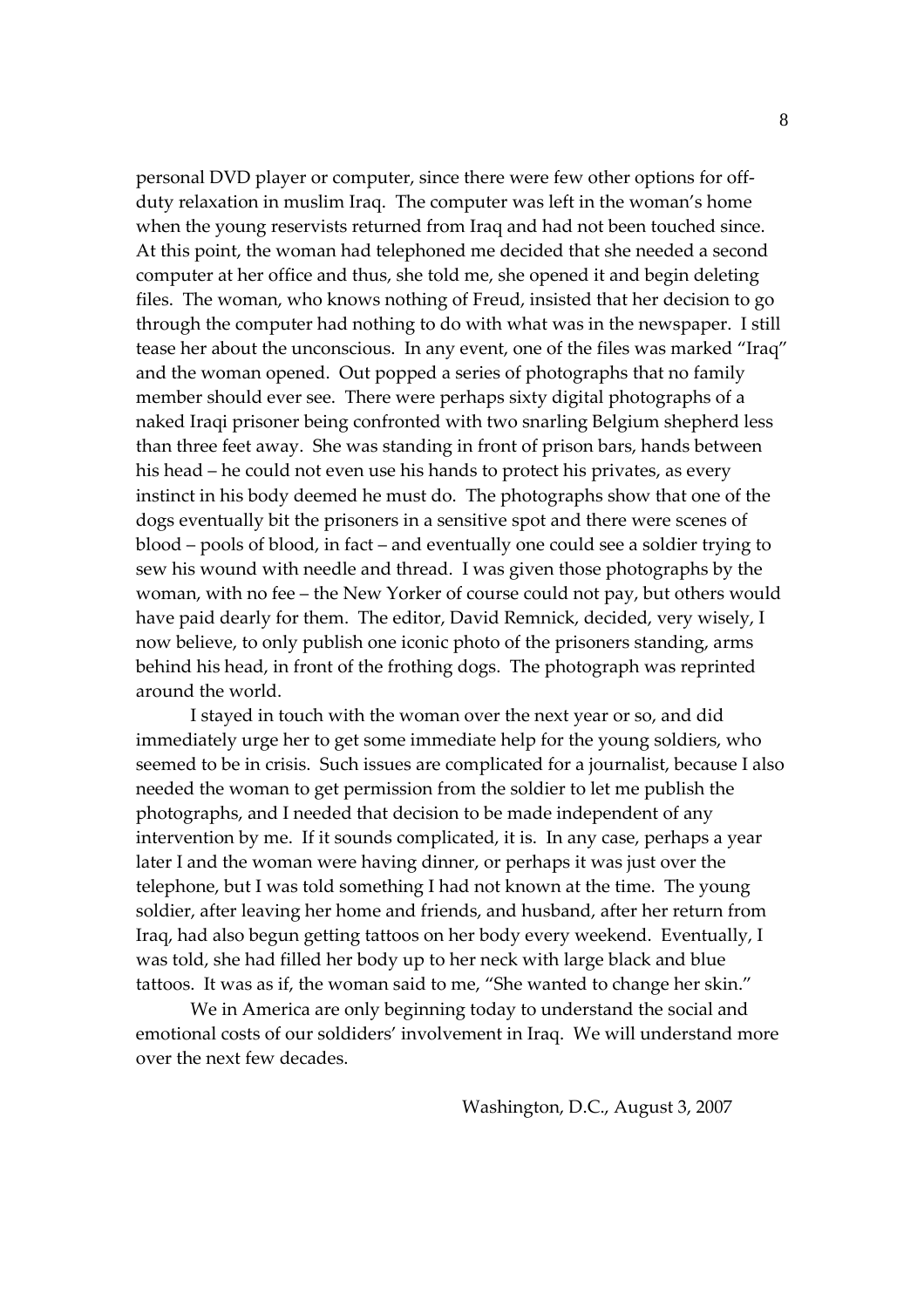personal DVD player or computer, since there were few other options for off-duty relaxation in muslim Iraq. The computer was left in the woman's home when the young reservists returned from Iraq and had not been touched since. At this point, the woman had telephoned me decided that she needed a second computer at her office and thus, she told me, she opened it and begin deleting files. The woman, who knows nothing of Freud, insisted that her decision to go through the computer had nothing to do with what was in the newspaper. I still tease her about the unconscious. In any event, one of the files was marked "Iraq" and the woman opened. Out popped a series of photographs that no family member should ever see. There were perhaps sixty digital photographs of a naked Iraqi prisoner being confronted with two snarling Belgium shepherd less than three feet away. She was standing in front of prison bars, hands between his head – he could not even use his hands to protect his privates, as every instinct in his body deemed he must do. The photographs show that one of the dogs eventually bit the prisoners in a sensitive spot and there were scenes of blood – pools of blood, in fact – and eventually one could see a soldier trying to sew his wound with needle and thread. I was given those photographs by the woman, with no fee – the New Yorker of course could not pay, but others would have paid dearly for them. The editor, David Remnick, decided, very wisely, I now believe, to only publish one iconic photo of the prisoners standing, arms behind his head, in front of the frothing dogs. The photograph was reprinted around the world.

I stayed in touch with the woman over the next year or so, and did immediately urge her to get some immediate help for the young soldiers, who seemed to be in crisis. Such issues are complicated for a journalist, because I also needed the woman to get permission from the soldier to let me publish the photographs, and I needed that decision to be made independent of any intervention by me. If it sounds complicated, it is. In any case, perhaps a year later I and the woman were having dinner, or perhaps it was just over the telephone, but I was told something I had not known at the time. The young soldier, after leaving her home and friends, and husband, after her return from Iraq, had also begun getting tattoos on her body every weekend. Eventually, I was told, she had filled her body up to her neck with large black and blue tattoos. It was as if, the woman said to me, "She wanted to change her skin."

We in America are only beginning today to understand the social and emotional costs of our soldiders' involvement in Iraq. We will understand more over the next few decades.

Washington, D.C., August 3, 2007